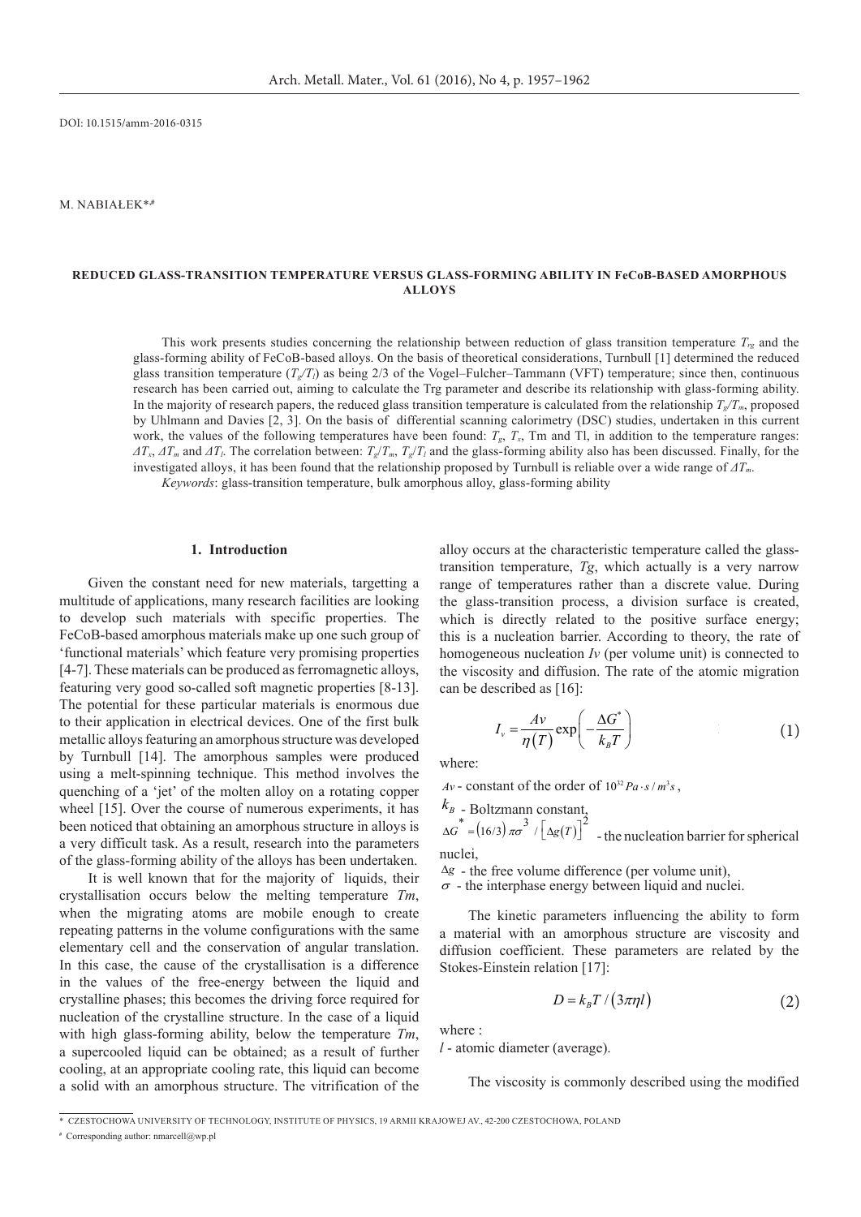DOI: 10.1515/amm-2016-0315

M. NABIAŁEK*,#

# REDUCED GLASS-TRANSITION TEMPERATURE VERSUS GLASS-FORMING ABILITY IN FeCoB-BASED AMORPHOUS ALLOYS

This work presents studies concerning the relationship between reduction of glass transition temperature $T_{rg}$ and the glass-forming ability of FeCoB-based alloys. On the basis of theoretical considerations, Turnbull [1] determined the reduced glass transition temperature ($T_g/T_l$) as being 2/3 of the Vogel–Fulcher–Tammann (VFT) temperature; since then, continuous research has been carried out, aiming to calculate the Trg parameter and describe its relationship with glass-forming ability. In the majority of research papers, the reduced glass transition temperature is calculated from the relationship $T_g/T_m$, proposed by Uhlmann and Davies [2, 3]. On the basis of differential scanning calorimetry (DSC) studies, undertaken in this current work, the values of the following temperatures have been found: $T_g$, $T_x$, Tm and Tl, in addition to the temperature ranges: $\Delta T_x$, $\Delta T_m$ and $\Delta T_l$. The correlation between: $T_g/T_m$, $T_g/T_l$ and the glass-forming ability also has been discussed. Finally, for the investigated alloys, it has been found that the relationship proposed by Turnbull is reliable over a wide range of $\Delta T_m$.

*Keywords*: glass-transition temperature, bulk amorphous alloy, glass-forming ability

## 1. Introduction

Given the constant need for new materials, targetting a multitude of applications, many research facilities are looking to develop such materials with specific properties. The FeCoB-based amorphous materials make up one such group of 'functional materials' which feature very promising properties [4-7]. These materials can be produced as ferromagnetic alloys, featuring very good so-called soft magnetic properties [8-13]. The potential for these particular materials is enormous due to their application in electrical devices. One of the first bulk metallic alloys featuring an amorphous structure was developed by Turnbull [14]. The amorphous samples were produced using a melt-spinning technique. This method involves the quenching of a 'jet' of the molten alloy on a rotating copper wheel [15]. Over the course of numerous experiments, it has been noticed that obtaining an amorphous structure in alloys is a very difficult task. As a result, research into the parameters of the glass-forming ability of the alloys has been undertaken.

It is well known that for the majority of liquids, their crystallisation occurs below the melting temperature *Tm*, when the migrating atoms are mobile enough to create repeating patterns in the volume configurations with the same elementary cell and the conservation of angular translation. In this case, the cause of the crystallisation is a difference in the values of the free-energy between the liquid and crystalline phases; this becomes the driving force required for nucleation of the crystalline structure. In the case of a liquid with high glass-forming ability, below the temperature *Tm*, a supercooled liquid can be obtained; as a result of further cooling, at an appropriate cooling rate, this liquid can become a solid with an amorphous structure. The vitrification of the alloy occurs at the characteristic temperature called the glass-transition temperature, *Tg*, which actually is a very narrow range of temperatures rather than a discrete value. During the glass-transition process, a division surface is created, which is directly related to the positive surface energy; this is a nucleation barrier. According to theory, the rate of homogeneous nucleation *Iv* (per volume unit) is connected to the viscosity and diffusion. The rate of the atomic migration can be described as [16]:

$$I_v = \frac{Av}{\eta(T)} \exp\left(-\frac{\Delta G^*}{k_B T}\right) \tag{1}$$

where:

$Av$ - constant of the order of $10^{32}\, Pa \cdot s / m^3 s$,

$k_B$ - Boltzmann constant,

$\Delta G^* = (16/3)\pi\sigma^3 / \left[\Delta g(T)\right]^2$ - the nucleation barrier for spherical nuclei,

$\Delta g$ - the free volume difference (per volume unit),

$\sigma$ - the interphase energy between liquid and nuclei.

The kinetic parameters influencing the ability to form a material with an amorphous structure are viscosity and diffusion coefficient. These parameters are related by the Stokes-Einstein relation [17]:

$$D = k_B T / (3\pi\eta l) \tag{2}$$

where :

$l$ - atomic diameter (average).

The viscosity is commonly described using the modified

\* CZESTOCHOWA UNIVERSITY OF TECHNOLOGY, INSTITUTE OF PHYSICS, 19 ARMII KRAJOWEJ AV., 42-200 CZESTOCHOWA, POLAND

\# Corresponding author: nmarcell@wp.pl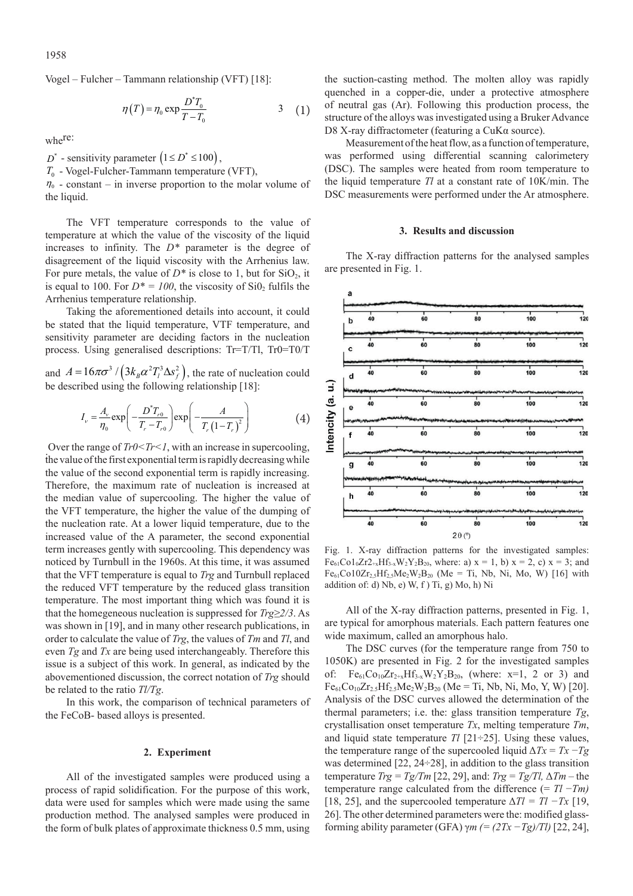Vogel – Fulcher – Tammann relationship (VFT) [18]:

$$\eta(T) = \eta_0 \exp\frac{D^* T_0}{T - T_0} \quad 3 \quad (1)$$

where:

$D^*$ - sensitivity parameter $(1 \le D^* \le 100)$,

$T_0$ - Vogel-Fulcher-Tammann temperature (VFT),

$\eta_0$ - constant – in inverse proportion to the molar volume of the liquid.

The VFT temperature corresponds to the value of temperature at which the value of the viscosity of the liquid increases to infinity. The $D^*$ parameter is the degree of disagreement of the liquid viscosity with the Arrhenius law. For pure metals, the value of $D^*$ is close to 1, but for $SiO_2$, it is equal to 100. For $D^* = 100$, the viscosity of $Si0_2$ fulfils the Arrhenius temperature relationship.

Taking the aforementioned details into account, it could be stated that the liquid temperature, VTF temperature, and sensitivity parameter are deciding factors in the nucleation process. Using generalised descriptions: Tr=T/Tl, Tr0=T0/T and $A = 16\pi\sigma^3 / \left(3k_B \alpha^2 T_l^3 \Delta s_f^2\right)$, the rate of nucleation could be described using the following relationship [18]:

$$I_v = \frac{A_v}{\eta_0} \exp\left(-\frac{D^* T_{r0}}{T_r - T_{r0}}\right) \exp\left(-\frac{A}{T_r\left(1 - T_r\right)^2}\right) \quad (4)$$

Over the range of *Tr0<Tr<1*, with an increase in supercooling, the value of the first exponential term is rapidly decreasing while the value of the second exponential term is rapidly increasing. Therefore, the maximum rate of nucleation is increased at the median value of supercooling. The higher the value of the VFT temperature, the higher the value of the dumping of the nucleation rate. At a lower liquid temperature, due to the increased value of the A parameter, the second exponential term increases gently with supercooling. This dependency was noticed by Turnbull in the 1960s. At this time, it was assumed that the VFT temperature is equal to *Trg* and Turnbull replaced the reduced VFT temperature by the reduced glass transition temperature. The most important thing which was found it is that the homegeneous nucleation is suppressed for *Trg≥2/3*. As was shown in [19], and in many other research publications, in order to calculate the value of *Trg*, the values of *Tm* and *Tl*, and even *Tg* and *Tx* are being used interchangeably. Therefore this issue is a subject of this work. In general, as indicated by the abovementioned discussion, the correct notation of *Trg* should be related to the ratio *Tl/Tg*.

In this work, the comparison of technical parameters of the FeCoB- based alloys is presented.

## 2. Experiment

All of the investigated samples were produced using a process of rapid solidification. For the purpose of this work, data were used for samples which were made using the same production method. The analysed samples were produced in the form of bulk plates of approximate thickness 0.5 mm, using the suction-casting method. The molten alloy was rapidly quenched in a copper-die, under a protective atmosphere of neutral gas (Ar). Following this production process, the structure of the alloys was investigated using a Bruker Advance D8 X-ray diffractometer (featuring a CuKα source).

Measurement of the heat flow, as a function of temperature, was performed using differential scanning calorimetery (DSC). The samples were heated from room temperature to the liquid temperature *Tl* at a constant rate of 10K/min. The DSC measurements were performed under the Ar atmosphere.

## 3. Results and discussion

The X-ray diffraction patterns for the analysed samples are presented in Fig. 1.

Fig. 1. X-ray diffraction patterns for the investigated samples: $Fe_{61}Co1_0Zr2_{+x}Hf_{3-x}W_2Y_2B_{20}$, where: a) x = 1, b) x = 2, c) x = 3; and $Fe_{61}Co10Zr_{2.5}Hf_{2.5}Me_2W_2B_{20}$ (Me = Ti, Nb, Ni, Mo, W) [16] with addition of: d) Nb, e) W, f ) Ti, g) Mo, h) Ni

All of the X-ray diffraction patterns, presented in Fig. 1, are typical for amorphous materials. Each pattern features one wide maximum, called an amorphous halo.

The DSC curves (for the temperature range from 750 to 1050K) are presented in Fig. 2 for the investigated samples of: $Fe_{61}Co_{10}Zr_{2+x}Hf_{3-x}W_2Y_2B_{20}$, (where: x=1, 2 or 3) and $Fe_{61}Co_{10}Zr_{2.5}Hf_{2.5}Me_2W_2B_{20}$ (Me = Ti, Nb, Ni, Mo, Y, W) [20]. Analysis of the DSC curves allowed the determination of the thermal parameters; i.e. the: glass transition temperature *Tg*, crystallisation onset temperature *Tx*, melting temperature *Tm*, and liquid state temperature *Tl* [21÷25]. Using these values, the temperature range of the supercooled liquid Δ*Tx = Tx −Tg* was determined [22, 24÷28], in addition to the glass transition temperature *Trg = Tg/Tm* [22, 29], and: *Trg = Tg/Tl,* Δ*Tm* – the temperature range calculated from the difference (= *Tl −Tm)* [18, 25], and the supercooled temperature Δ*Tl = Tl −Tx* [19, 26]. The other determined parameters were the: modified glass-forming ability parameter (GFA) γ*m (= (2Tx −Tg)/Tl)* [22, 24],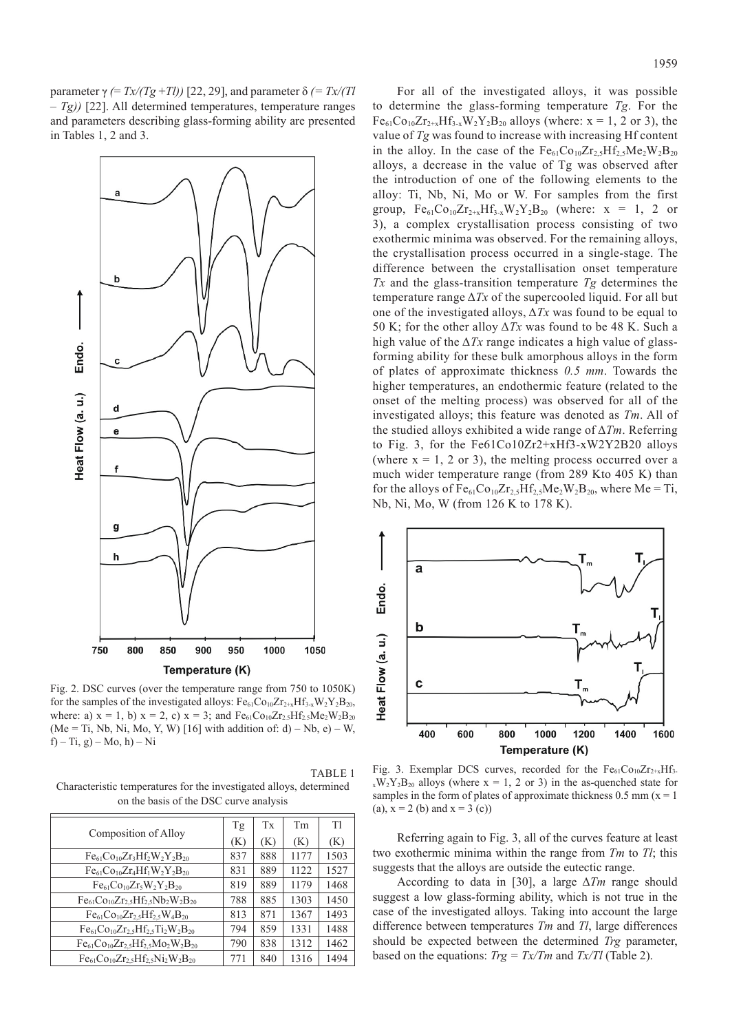parameter $\gamma$ *(= Tx/(Tg +Tl))* [22, 29], and parameter $\delta$ *(= Tx/(Tl – Tg))* [22]. All determined temperatures, temperature ranges and parameters describing glass-forming ability are presented in Tables 1, 2 and 3.

Fig. 2. DSC curves (over the temperature range from 750 to 1050K) for the samples of the investigated alloys: $Fe_{61}Co_{10}Zr_{2+x}Hf_{3-x}W_2Y_2B_{20}$, where: a) x = 1, b) x = 2, c) x = 3; and $Fe_{61}Co_{10}Zr_{2.5}Hf_{2.5}Me_2W_2B_{20}$ (Me = Ti, Nb, Ni, Mo, Y, W) [16] with addition of: d) – Nb, e) – W, f) – Ti, g) – Mo, h) – Ni

TABLE 1

Characteristic temperatures for the investigated alloys, determined on the basis of the DSC curve analysis

| Composition of Alloy | Tg (K) | Tx (K) | Tm (K) | Tl (K) |
|---|---|---|---|---|
| $Fe_{61}Co_{10}Zr_3Hf_2W_2Y_2B_{20}$ | 837 | 888 | 1177 | 1503 |
| $Fe_{61}Co_{10}Zr_4Hf_1W_2Y_2B_{20}$ | 831 | 889 | 1122 | 1527 |
| $Fe_{61}Co_{10}Zr_5W_2Y_2B_{20}$ | 819 | 889 | 1179 | 1468 |
| $Fe_{61}Co_{10}Zr_{2,5}Hf_{2,5}Nb_2W_2B_{20}$ | 788 | 885 | 1303 | 1450 |
| $Fe_{61}Co_{10}Zr_{2,5}Hf_{2,5}W_4B_{20}$ | 813 | 871 | 1367 | 1493 |
| $Fe_{61}Co_{10}Zr_{2,5}Hf_{2,5}Ti_2W_2B_{20}$ | 794 | 859 | 1331 | 1488 |
| $Fe_{61}Co_{10}Zr_{2,5}Hf_{2,5}Mo_2W_2B_{20}$ | 790 | 838 | 1312 | 1462 |
| $Fe_{61}Co_{10}Zr_{2,5}Hf_{2,5}Ni_2W_2B_{20}$ | 771 | 840 | 1316 | 1494 |

For all of the investigated alloys, it was possible to determine the glass-forming temperature *Tg*. For the $Fe_{61}Co_{10}Zr_{2+x}Hf_{3-x}W_2Y_2B_{20}$ alloys (where: x = 1, 2 or 3), the value of *Tg* was found to increase with increasing Hf content in the alloy. In the case of the $Fe_{61}Co_{10}Zr_{2,5}Hf_{2,5}Me_2W_2B_{20}$ alloys, a decrease in the value of Tg was observed after the introduction of one of the following elements to the alloy: Ti, Nb, Ni, Mo or W. For samples from the first group, $Fe_{61}Co_{10}Zr_{2+x}Hf_{3-x}W_2Y_2B_{20}$ (where: x = 1, 2 or 3), a complex crystallisation process consisting of two exothermic minima was observed. For the remaining alloys, the crystallisation process occurred in a single-stage. The difference between the crystallisation onset temperature *Tx* and the glass-transition temperature *Tg* determines the temperature range $\Delta Tx$ of the supercooled liquid. For all but one of the investigated alloys, $\Delta Tx$ was found to be equal to 50 K; for the other alloy $\Delta Tx$ was found to be 48 K. Such a high value of the $\Delta Tx$ range indicates a high value of glass-forming ability for these bulk amorphous alloys in the form of plates of approximate thickness *0.5 mm*. Towards the higher temperatures, an endothermic feature (related to the onset of the melting process) was observed for all of the investigated alloys; this feature was denoted as *Tm*. All of the studied alloys exhibited a wide range of $\Delta Tm$. Referring to Fig. 3, for the Fe61Co10Zr2+xHf3-xW2Y2B20 alloys (where x = 1, 2 or 3), the melting process occurred over a much wider temperature range (from 289 Kto 405 K) than for the alloys of $Fe_{61}Co_{10}Zr_{2,5}Hf_{2,5}Me_2W_2B_{20}$, where Me = Ti, Nb, Ni, Mo, W (from 126 K to 178 K).

Fig. 3. Exemplar DCS curves, recorded for the $Fe_{61}Co_{10}Zr_{2+x}Hf_{3-x}W_2Y_2B_{20}$ alloys (where x = 1, 2 or 3) in the as-quenched state for samples in the form of plates of approximate thickness 0.5 mm (x = 1 (a), x = 2 (b) and x = 3 (c))

Referring again to Fig. 3, all of the curves feature at least two exothermic minima within the range from *Tm* to *Tl*; this suggests that the alloys are outside the eutectic range.

According to data in [30], a large $\Delta Tm$ range should suggest a low glass-forming ability, which is not true in the case of the investigated alloys. Taking into account the large difference between temperatures *Tm* and *Tl*, large differences should be expected between the determined *Trg* parameter, based on the equations: *Trg = Tx/Tm* and *Tx/Tl* (Table 2).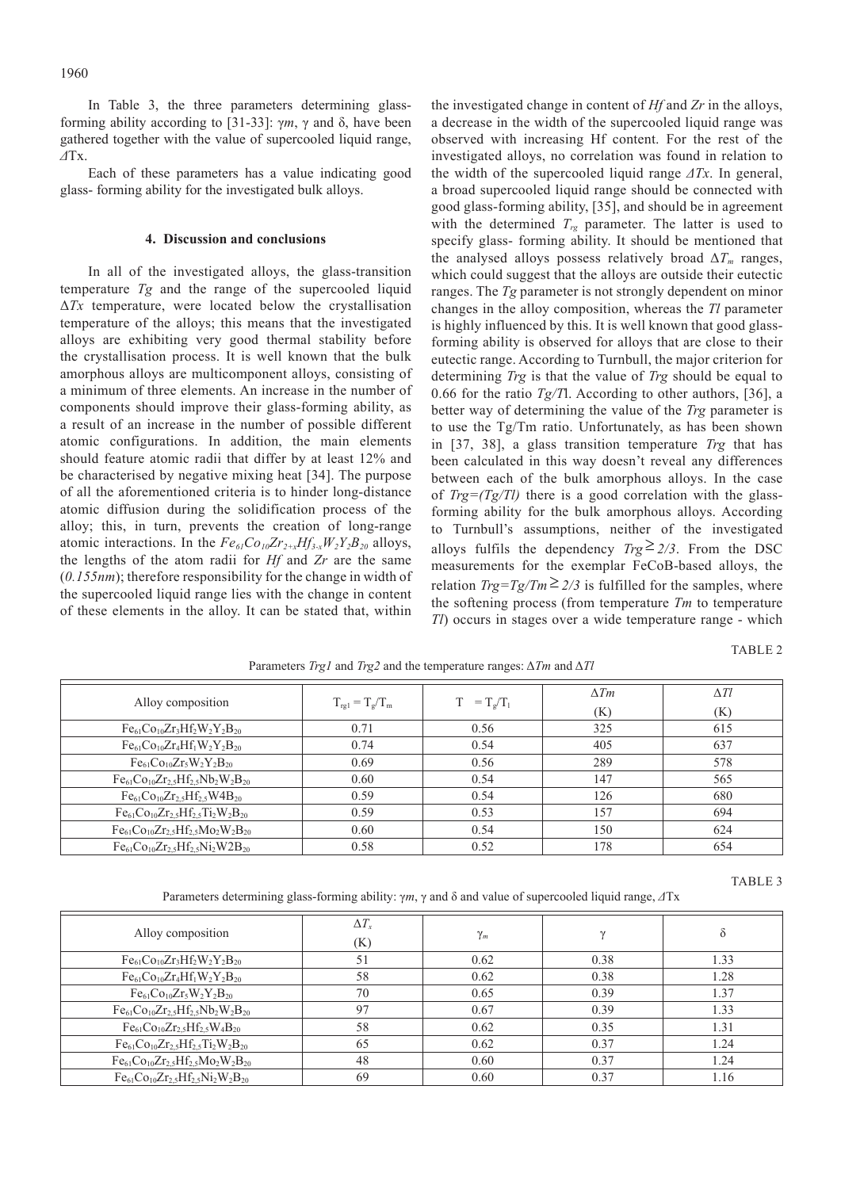In Table 3, the three parameters determining glass-forming ability according to [31-33]: $\gamma m$, $\gamma$ and $\delta$, have been gathered together with the value of supercooled liquid range, $\Delta Tx$.

Each of these parameters has a value indicating good glass- forming ability for the investigated bulk alloys.

## 4. Discussion and conclusions

In all of the investigated alloys, the glass-transition temperature $Tg$ and the range of the supercooled liquid $\Delta Tx$ temperature, were located below the crystallisation temperature of the alloys; this means that the investigated alloys are exhibiting very good thermal stability before the crystallisation process. It is well known that the bulk amorphous alloys are multicomponent alloys, consisting of a minimum of three elements. An increase in the number of components should improve their glass-forming ability, as a result of an increase in the number of possible different atomic configurations. In addition, the main elements should feature atomic radii that differ by at least 12% and be characterised by negative mixing heat [34]. The purpose of all the aforementioned criteria is to hinder long-distance atomic diffusion during the solidification process of the alloy; this, in turn, prevents the creation of long-range atomic interactions. In the $Fe_{61}Co_{10}Zr_{2+x}Hf_{3-x}W_2Y_2B_{20}$ alloys, the lengths of the atom radii for *Hf* and *Zr* are the same (*0.155nm*); therefore responsibility for the change in width of the supercooled liquid range lies with the change in content of these elements in the alloy. It can be stated that, within the investigated change in content of *Hf* and *Zr* in the alloys, a decrease in the width of the supercooled liquid range was observed with increasing Hf content. For the rest of the investigated alloys, no correlation was found in relation to the width of the supercooled liquid range $\Delta Tx$. In general, a broad supercooled liquid range should be connected with good glass-forming ability, [35], and should be in agreement with the determined $T_{rg}$ parameter. The latter is used to specify glass- forming ability. It should be mentioned that the analysed alloys possess relatively broad $\Delta T_m$ ranges, which could suggest that the alloys are outside their eutectic ranges. The $Tg$ parameter is not strongly dependent on minor changes in the alloy composition, whereas the $Tl$ parameter is highly influenced by this. It is well known that good glass-forming ability is observed for alloys that are close to their eutectic range. According to Turnbull, the major criterion for determining $Trg$ is that the value of $Trg$ should be equal to 0.66 for the ratio $Tg/Tl$. According to other authors, [36], a better way of determining the value of the $Trg$ parameter is to use the Tg/Tm ratio. Unfortunately, as has been shown in [37, 38], a glass transition temperature $Trg$ that has been calculated in this way doesn't reveal any differences between each of the bulk amorphous alloys. In the case of $Trg=(Tg/Tl)$ there is a good correlation with the glass-forming ability for the bulk amorphous alloys. According to Turnbull's assumptions, neither of the investigated alloys fulfils the dependency $Trg \geq 2/3$. From the DSC measurements for the exemplar FeCoB-based alloys, the relation $Trg=Tg/Tm \geq 2/3$ is fulfilled for the samples, where the softening process (from temperature $Tm$ to temperature $Tl$) occurs in stages over a wide temperature range - which

TABLE 2

Parameters $Trg1$ and $Trg2$ and the temperature ranges: $\Delta Tm$ and $\Delta Tl$

| Alloy composition | $T_{rg1} = T_g/T_m$ | $T \ \ = T_g/T_l$ | $\Delta Tm$ (K) | $\Delta Tl$ (K) |
|---|---|---|---|---|
| $Fe_{61}Co_{10}Zr_3Hf_2W_2Y_2B_{20}$ | 0.71 | 0.56 | 325 | 615 |
| $Fe_{61}Co_{10}Zr_4Hf_1W_2Y_2B_{20}$ | 0.74 | 0.54 | 405 | 637 |
| $Fe_{61}Co_{10}Zr_5W_2Y_2B_{20}$ | 0.69 | 0.56 | 289 | 578 |
| $Fe_{61}Co_{10}Zr_{2,5}Hf_{2,5}Nb_2W_2B_{20}$ | 0.60 | 0.54 | 147 | 565 |
| $Fe_{61}Co_{10}Zr_{2,5}Hf_{2,5}W4B_{20}$ | 0.59 | 0.54 | 126 | 680 |
| $Fe_{61}Co_{10}Zr_{2,5}Hf_{2,5}Ti_2W_2B_{20}$ | 0.59 | 0.53 | 157 | 694 |
| $Fe_{61}Co_{10}Zr_{2,5}Hf_{2,5}Mo_2W_2B_{20}$ | 0.60 | 0.54 | 150 | 624 |
| $Fe_{61}Co_{10}Zr_{2,5}Hf_{2,5}Ni_2W2B_{20}$ | 0.58 | 0.52 | 178 | 654 |

TABLE 3

Parameters determining glass-forming ability: $\gamma m$, $\gamma$ and $\delta$ and value of supercooled liquid range, $\Delta Tx$

| Alloy composition | $\Delta T_x$ (K) | $\gamma_m$ | $\gamma$ | $\delta$ |
|---|---|---|---|---|
| $Fe_{61}Co_{10}Zr_3Hf_2W_2Y_2B_{20}$ | 51 | 0.62 | 0.38 | 1.33 |
| $Fe_{61}Co_{10}Zr_4Hf_1W_2Y_2B_{20}$ | 58 | 0.62 | 0.38 | 1.28 |
| $Fe_{61}Co_{10}Zr_5W_2Y_2B_{20}$ | 70 | 0.65 | 0.39 | 1.37 |
| $Fe_{61}Co_{10}Zr_{2,5}Hf_{2,5}Nb_2W_2B_{20}$ | 97 | 0.67 | 0.39 | 1.33 |
| $Fe_{61}Co_{10}Zr_{2,5}Hf_{2,5}W_4B_{20}$ | 58 | 0.62 | 0.35 | 1.31 |
| $Fe_{61}Co_{10}Zr_{2,5}Hf_{2,5}Ti_2W_2B_{20}$ | 65 | 0.62 | 0.37 | 1.24 |
| $Fe_{61}Co_{10}Zr_{2,5}Hf_{2,5}Mo_2W_2B_{20}$ | 48 | 0.60 | 0.37 | 1.24 |
| $Fe_{61}Co_{10}Zr_{2,5}Hf_{2,5}Ni_2W_2B_{20}$ | 69 | 0.60 | 0.37 | 1.16 |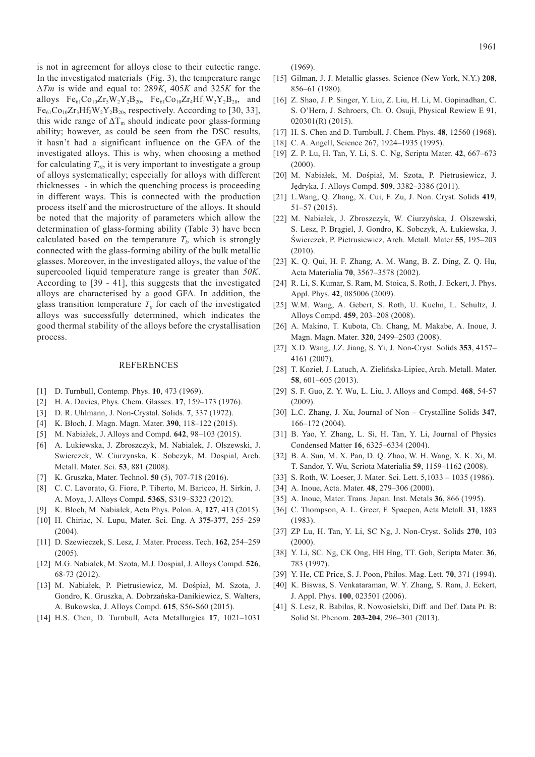is not in agreement for alloys close to their eutectic range. In the investigated materials (Fig. 3), the temperature range $\Delta Tm$ is wide and equal to: 289$K$, 405$K$ and 325$K$ for the alloys $Fe_{61}Co_{10}Zr_5W_2Y_2B_{20}$, $Fe_{61}Co_{10}Zr_4Hf_1W_2Y_2B_{20}$, and $Fe_{61}Co_{10}Zr_3Hf_2W_2Y_2B_{20}$, respectively. According to [30, 33], this wide range of $\Delta T_m$ should indicate poor glass-forming ability; however, as could be seen from the DSC results, it hasn't had a significant influence on the GFA of the investigated alloys. This is why, when choosing a method for calculating $T_{rg}$, it is very important to investigate a group of alloys systematically; especially for alloys with different thicknesses - in which the quenching process is proceeding in different ways. This is connected with the production process itself and the microstructure of the alloys. It should be noted that the majority of parameters which allow the determination of glass-forming ability (Table 3) have been calculated based on the temperature $T_l$, which is strongly connected with the glass-forming ability of the bulk metallic glasses. Moreover, in the investigated alloys, the value of the supercooled liquid temperature range is greater than *50K*. According to [39 - 41], this suggests that the investigated alloys are characterised by a good GFA. In addition, the glass transition temperature $T_g$ for each of the investigated alloys was successfully determined, which indicates the good thermal stability of the alloys before the crystallisation process.

## REFERENCES

[1] D. Turnbull, Contemp. Phys. **10**, 473 (1969).
[2] H. A. Davies, Phys. Chem. Glasses. **17**, 159–173 (1976).
[3] D. R. Uhlmann, J. Non-Crystal. Solids. **7**, 337 (1972).
[4] K. Błoch, J. Magn. Magn. Mater. **390**, 118–122 (2015).
[5] M. Nabiałek, J. Alloys and Compd. **642**, 98–103 (2015).
[6] A. Lukiewska, J. Zbroszczyk, M. Nabialek, J. Olszewski, J. Swierczek, W. Ciurzynska, K. Sobczyk, M. Dospial, Arch. Metall. Mater. Sci. **53**, 881 (2008).
[7] K. Gruszka, Mater. Technol. **50** (5), 707-718 (2016).
[8] C. C. Lavorato, G. Fiore, P. Tiberto, M. Baricco, H. Sirkin, J. A. Moya, J. Alloys Compd. **536S**, S319–S323 (2012).
[9] K. Błoch, M. Nabiałek, Acta Phys. Polon. A, **127**, 413 (2015).
[10] H. Chiriac, N. Lupu, Mater. Sci. Eng. A **375-377**, 255–259 (2004).
[11] D. Szewieczek, S. Lesz, J. Mater. Process. Tech. **162**, 254–259 (2005).
[12] M.G. Nabialek, M. Szota, M.J. Dospial, J. Alloys Compd. **526**, 68-73 (2012).
[13] M. Nabiałek, P. Pietrusiewicz, M. Dośpiał, M. Szota, J. Gondro, K. Gruszka, A. Dobrzańska-Danikiewicz, S. Walters, A. Bukowska, J. Alloys Compd. **615**, S56-S60 (2015).
[14] H.S. Chen, D. Turnbull, Acta Metallurgica **17**, 1021–1031 (1969).
[15] Gilman, J. J. Metallic glasses. Science (New York, N.Y.) **208**, 856–61 (1980).
[16] Z. Shao, J. P. Singer, Y. Liu, Z. Liu, H. Li, M. Gopinadhan, C. S. O'Hern, J. Schroers, Ch. O. Osuji, Physical Rewiew E 91, 020301(R) (2015).
[17] H. S. Chen and D. Turnbull, J. Chem. Phys. **48**, 12560 (1968).
[18] C. A. Angell, Science 267, 1924–1935 (1995).
[19] Z. P. Lu, H. Tan, Y. Li, S. C. Ng, Scripta Mater. **42**, 667–673 (2000).
[20] M. Nabiałek, M. Dośpiał, M. Szota, P. Pietrusiewicz, J. Jędryka, J. Alloys Compd. **509**, 3382–3386 (2011).
[21] L.Wang, Q. Zhang, X. Cui, F. Zu, J. Non. Cryst. Solids **419**, 51–57 (2015).
[22] M. Nabiałek, J. Zbroszczyk, W. Ciurzyńska, J. Olszewski, S. Lesz, P. Brągiel, J. Gondro, K. Sobczyk, A. Łukiewska, J. Świerczek, P. Pietrusiewicz, Arch. Metall. Mater **55**, 195–203 (2010).
[23] K. Q. Qui, H. F. Zhang, A. M. Wang, B. Z. Ding, Z. Q. Hu, Acta Materialia **70**, 3567–3578 (2002).
[24] R. Li, S. Kumar, S. Ram, M. Stoica, S. Roth, J. Eckert, J. Phys. Appl. Phys. **42**, 085006 (2009).
[25] W.M. Wang, A. Gebert, S. Roth, U. Kuehn, L. Schultz, J. Alloys Compd. **459**, 203–208 (2008).
[26] A. Makino, T. Kubota, Ch. Chang, M. Makabe, A. Inoue, J. Magn. Magn. Mater. **320**, 2499–2503 (2008).
[27] X.D. Wang, J.Z. Jiang, S. Yi, J. Non-Cryst. Solids **353**, 4157–4161 (2007).
[28] T. Kozieł, J. Latuch, A. Zielińska-Lipiec, Arch. Metall. Mater. **58**, 601–605 (2013).
[29] S. F. Guo, Z. Y. Wu, L. Liu, J. Alloys and Compd. **468**, 54-57 (2009).
[30] L.C. Zhang, J. Xu, Journal of Non – Crystalline Solids **347**, 166–172 (2004).
[31] B. Yao, Y. Zhang, L. Si, H. Tan, Y. Li, Journal of Physics Condensed Matter **16**, 6325–6334 (2004).
[32] B. A. Sun, M. X. Pan, D. Q. Zhao, W. H. Wang, X. K. Xi, M. T. Sandor, Y. Wu, Scriota Materialia **59**, 1159–1162 (2008).
[33] S. Roth, W. Loeser, J. Mater. Sci. Lett. 5,1033 – 1035 (1986).
[34] A. Inoue, Acta. Mater. **48**, 279–306 (2000).
[35] A. Inoue, Mater. Trans. Japan. Inst. Metals **36**, 866 (1995).
[36] C. Thompson, A. L. Greer, F. Spaepen, Acta Metall. **31**, 1883 (1983).
[37] ZP Lu, H. Tan, Y. Li, SC Ng, J. Non-Cryst. Solids **270**, 103 (2000).
[38] Y. Li, SC. Ng, CK Ong, HH Hng, TT. Goh, Scripta Mater. **36**, 783 (1997).
[39] Y. He, CE Price, S. J. Poon, Philos. Mag. Lett. **70**, 371 (1994).
[40] K. Biswas, S. Venkataraman, W. Y. Zhang, S. Ram, J. Eckert, J. Appl. Phys. **100**, 023501 (2006).
[41] S. Lesz, R. Babilas, R. Nowosielski, Diff. and Def. Data Pt. B: Solid St. Phenom. **203-204**, 296–301 (2013).